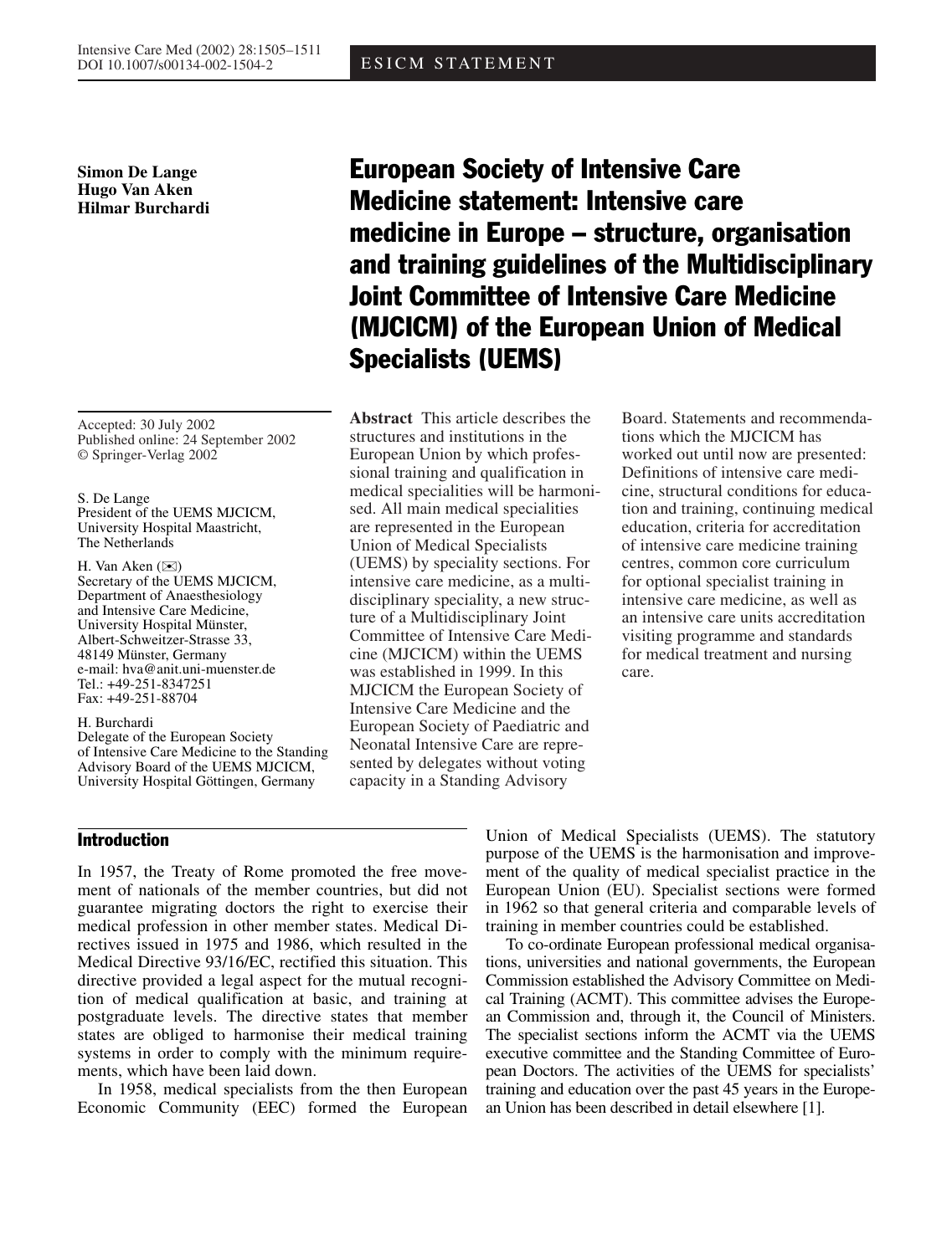ESICM STATEMENT

**Simon De Lange**
**Hugo Van Aken**
**Hilmar Burchardi**

# European Society of Intensive Care Medicine statement: Intensive care medicine in Europe – structure, organisation and training guidelines of the Multidisciplinary Joint Committee of Intensive Care Medicine (MJCICM) of the European Union of Medical Specialists (UEMS)

Accepted: 30 July 2002
Published online: 24 September 2002
© Springer-Verlag 2002

S. De Lange
President of the UEMS MJCICM,
University Hospital Maastricht,
The Netherlands

H. Van Aken (✉)
Secretary of the UEMS MJCICM,
Department of Anaesthesiology
and Intensive Care Medicine,
University Hospital Münster,
Albert-Schweitzer-Strasse 33,
48149 Münster, Germany
e-mail: hva@anit.uni-muenster.de
Tel.: +49-251-8347251
Fax: +49-251-88704

H. Burchardi
Delegate of the European Society
of Intensive Care Medicine to the Standing
Advisory Board of the UEMS MJCICM,
University Hospital Göttingen, Germany

**Abstract** This article describes the structures and institutions in the European Union by which professional training and qualification in medical specialities will be harmonised. All main medical specialities are represented in the European Union of Medical Specialists (UEMS) by speciality sections. For intensive care medicine, as a multidisciplinary speciality, a new structure of a Multidisciplinary Joint Committee of Intensive Care Medicine (MJCICM) within the UEMS was established in 1999. In this MJCICM the European Society of Intensive Care Medicine and the European Society of Paediatric and Neonatal Intensive Care are represented by delegates without voting capacity in a Standing Advisory Board. Statements and recommendations which the MJCICM has worked out until now are presented: Definitions of intensive care medicine, structural conditions for education and training, continuing medical education, criteria for accreditation of intensive care medicine training centres, common core curriculum for optional specialist training in intensive care medicine, as well as an intensive care units accreditation visiting programme and standards for medical treatment and nursing care.

## Introduction

In 1957, the Treaty of Rome promoted the free movement of nationals of the member countries, but did not guarantee migrating doctors the right to exercise their medical profession in other member states. Medical Directives issued in 1975 and 1986, which resulted in the Medical Directive 93/16/EC, rectified this situation. This directive provided a legal aspect for the mutual recognition of medical qualification at basic, and training at postgraduate levels. The directive states that member states are obliged to harmonise their medical training systems in order to comply with the minimum requirements, which have been laid down.

In 1958, medical specialists from the then European Economic Community (EEC) formed the European Union of Medical Specialists (UEMS). The statutory purpose of the UEMS is the harmonisation and improvement of the quality of medical specialist practice in the European Union (EU). Specialist sections were formed in 1962 so that general criteria and comparable levels of training in member countries could be established.

To co-ordinate European professional medical organisations, universities and national governments, the European Commission established the Advisory Committee on Medical Training (ACMT). This committee advises the European Commission and, through it, the Council of Ministers. The specialist sections inform the ACMT via the UEMS executive committee and the Standing Committee of European Doctors. The activities of the UEMS for specialists' training and education over the past 45 years in the European Union has been described in detail elsewhere [1].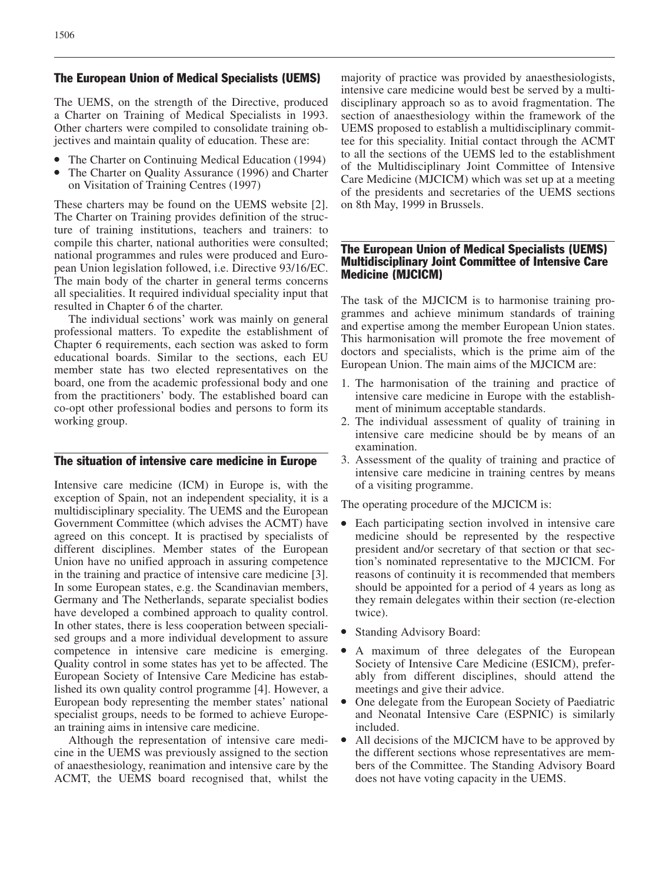## The European Union of Medical Specialists (UEMS)

The UEMS, on the strength of the Directive, produced a Charter on Training of Medical Specialists in 1993. Other charters were compiled to consolidate training objectives and maintain quality of education. These are:

- The Charter on Continuing Medical Education (1994)
- The Charter on Quality Assurance (1996) and Charter on Visitation of Training Centres (1997)

These charters may be found on the UEMS website [2]. The Charter on Training provides definition of the structure of training institutions, teachers and trainers: to compile this charter, national authorities were consulted; national programmes and rules were produced and European Union legislation followed, i.e. Directive 93/16/EC. The main body of the charter in general terms concerns all specialities. It required individual speciality input that resulted in Chapter 6 of the charter.

The individual sections' work was mainly on general professional matters. To expedite the establishment of Chapter 6 requirements, each section was asked to form educational boards. Similar to the sections, each EU member state has two elected representatives on the board, one from the academic professional body and one from the practitioners' body. The established board can co-opt other professional bodies and persons to form its working group.

## The situation of intensive care medicine in Europe

Intensive care medicine (ICM) in Europe is, with the exception of Spain, not an independent speciality, it is a multidisciplinary speciality. The UEMS and the European Government Committee (which advises the ACMT) have agreed on this concept. It is practised by specialists of different disciplines. Member states of the European Union have no unified approach in assuring competence in the training and practice of intensive care medicine [3]. In some European states, e.g. the Scandinavian members, Germany and The Netherlands, separate specialist bodies have developed a combined approach to quality control. In other states, there is less cooperation between specialised groups and a more individual development to assure competence in intensive care medicine is emerging. Quality control in some states has yet to be affected. The European Society of Intensive Care Medicine has established its own quality control programme [4]. However, a European body representing the member states' national specialist groups, needs to be formed to achieve European training aims in intensive care medicine.

Although the representation of intensive care medicine in the UEMS was previously assigned to the section of anaesthesiology, reanimation and intensive care by the ACMT, the UEMS board recognised that, whilst the majority of practice was provided by anaesthesiologists, intensive care medicine would best be served by a multidisciplinary approach so as to avoid fragmentation. The section of anaesthesiology within the framework of the UEMS proposed to establish a multidisciplinary committee for this speciality. Initial contact through the ACMT to all the sections of the UEMS led to the establishment of the Multidisciplinary Joint Committee of Intensive Care Medicine (MJCICM) which was set up at a meeting of the presidents and secretaries of the UEMS sections on 8th May, 1999 in Brussels.

## The European Union of Medical Specialists (UEMS) Multidisciplinary Joint Committee of Intensive Care Medicine (MJCICM)

The task of the MJCICM is to harmonise training programmes and achieve minimum standards of training and expertise among the member European Union states. This harmonisation will promote the free movement of doctors and specialists, which is the prime aim of the European Union. The main aims of the MJCICM are:

1. The harmonisation of the training and practice of intensive care medicine in Europe with the establishment of minimum acceptable standards.
2. The individual assessment of quality of training in intensive care medicine should be by means of an examination.
3. Assessment of the quality of training and practice of intensive care medicine in training centres by means of a visiting programme.

The operating procedure of the MJCICM is:

- Each participating section involved in intensive care medicine should be represented by the respective president and/or secretary of that section or that section's nominated representative to the MJCICM. For reasons of continuity it is recommended that members should be appointed for a period of 4 years as long as they remain delegates within their section (re-election twice).
- Standing Advisory Board:
- A maximum of three delegates of the European Society of Intensive Care Medicine (ESICM), preferably from different disciplines, should attend the meetings and give their advice.
- One delegate from the European Society of Paediatric and Neonatal Intensive Care (ESPNIC) is similarly included.
- All decisions of the MJCICM have to be approved by the different sections whose representatives are members of the Committee. The Standing Advisory Board does not have voting capacity in the UEMS.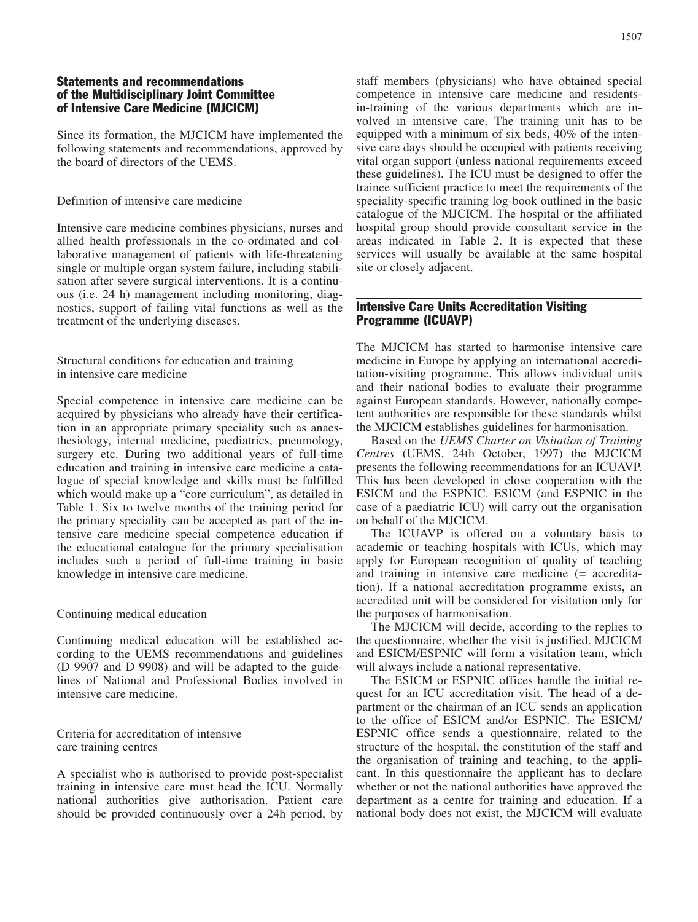## Statements and recommendations of the Multidisciplinary Joint Committee of Intensive Care Medicine (MJCICM)

Since its formation, the MJCICM have implemented the following statements and recommendations, approved by the board of directors of the UEMS.

### Definition of intensive care medicine

Intensive care medicine combines physicians, nurses and allied health professionals in the co-ordinated and collaborative management of patients with life-threatening single or multiple organ system failure, including stabilisation after severe surgical interventions. It is a continuous (i.e. 24 h) management including monitoring, diagnostics, support of failing vital functions as well as the treatment of the underlying diseases.

### Structural conditions for education and training in intensive care medicine

Special competence in intensive care medicine can be acquired by physicians who already have their certification in an appropriate primary speciality such as anaesthesiology, internal medicine, paediatrics, pneumology, surgery etc. During two additional years of full-time education and training in intensive care medicine a catalogue of special knowledge and skills must be fulfilled which would make up a "core curriculum", as detailed in Table 1. Six to twelve months of the training period for the primary speciality can be accepted as part of the intensive care medicine special competence education if the educational catalogue for the primary specialisation includes such a period of full-time training in basic knowledge in intensive care medicine.

### Continuing medical education

Continuing medical education will be established according to the UEMS recommendations and guidelines (D 9907 and D 9908) and will be adapted to the guidelines of National and Professional Bodies involved in intensive care medicine.

### Criteria for accreditation of intensive care training centres

A specialist who is authorised to provide post-specialist training in intensive care must head the ICU. Normally national authorities give authorisation. Patient care should be provided continuously over a 24h period, by staff members (physicians) who have obtained special competence in intensive care medicine and residents-in-training of the various departments which are involved in intensive care. The training unit has to be equipped with a minimum of six beds, 40% of the intensive care days should be occupied with patients receiving vital organ support (unless national requirements exceed these guidelines). The ICU must be designed to offer the trainee sufficient practice to meet the requirements of the speciality-specific training log-book outlined in the basic catalogue of the MJCICM. The hospital or the affiliated hospital group should provide consultant service in the areas indicated in Table 2. It is expected that these services will usually be available at the same hospital site or closely adjacent.

## Intensive Care Units Accreditation Visiting Programme (ICUAVP)

The MJCICM has started to harmonise intensive care medicine in Europe by applying an international accreditation-visiting programme. This allows individual units and their national bodies to evaluate their programme against European standards. However, nationally competent authorities are responsible for these standards whilst the MJCICM establishes guidelines for harmonisation.

Based on the *UEMS Charter on Visitation of Training Centres* (UEMS, 24th October, 1997) the MJCICM presents the following recommendations for an ICUAVP. This has been developed in close cooperation with the ESICM and the ESPNIC. ESICM (and ESPNIC in the case of a paediatric ICU) will carry out the organisation on behalf of the MJCICM.

The ICUAVP is offered on a voluntary basis to academic or teaching hospitals with ICUs, which may apply for European recognition of quality of teaching and training in intensive care medicine (= accreditation). If a national accreditation programme exists, an accredited unit will be considered for visitation only for the purposes of harmonisation.

The MJCICM will decide, according to the replies to the questionnaire, whether the visit is justified. MJCICM and ESICM/ESPNIC will form a visitation team, which will always include a national representative.

The ESICM or ESPNIC offices handle the initial request for an ICU accreditation visit. The head of a department or the chairman of an ICU sends an application to the office of ESICM and/or ESPNIC. The ESICM/ESPNIC office sends a questionnaire, related to the structure of the hospital, the constitution of the staff and the organisation of training and teaching, to the applicant. In this questionnaire the applicant has to declare whether or not the national authorities have approved the department as a centre for training and education. If a national body does not exist, the MJCICM will evaluate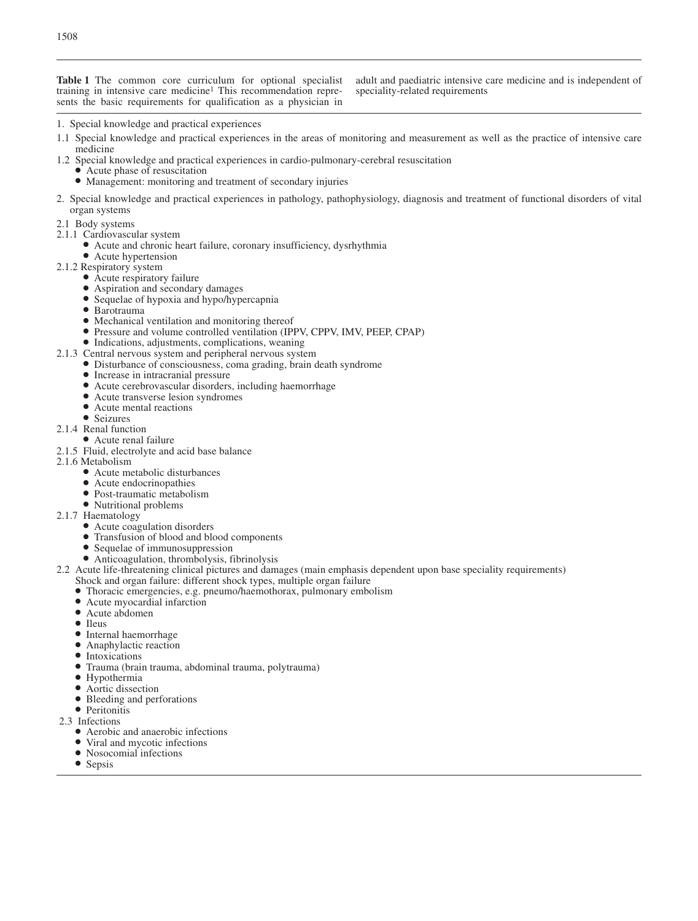**Table 1** The common core curriculum for optional specialist training in intensive care medicine[1] This recommendation represents the basic requirements for qualification as a physician in adult and paediatric intensive care medicine and is independent of speciality-related requirements

1. Special knowledge and practical experiences

1.1 Special knowledge and practical experiences in the areas of monitoring and measurement as well as the practice of intensive care medicine

1.2 Special knowledge and practical experiences in cardio-pulmonary-cerebral resuscitation
- Acute phase of resuscitation
- Management: monitoring and treatment of secondary injuries

2. Special knowledge and practical experiences in pathology, pathophysiology, diagnosis and treatment of functional disorders of vital organ systems

2.1 Body systems

2.1.1 Cardiovascular system
- Acute and chronic heart failure, coronary insufficiency, dysrhythmia
- Acute hypertension

2.1.2 Respiratory system
- Acute respiratory failure
- Aspiration and secondary damages
- Sequelae of hypoxia and hypo/hypercapnia
- Barotrauma
- Mechanical ventilation and monitoring thereof
- Pressure and volume controlled ventilation (IPPV, CPPV, IMV, PEEP, CPAP)
- Indications, adjustments, complications, weaning

2.1.3 Central nervous system and peripheral nervous system
- Disturbance of consciousness, coma grading, brain death syndrome
- Increase in intracranial pressure
- Acute cerebrovascular disorders, including haemorrhage
- Acute transverse lesion syndromes
- Acute mental reactions
- Seizures

2.1.4 Renal function
- Acute renal failure

2.1.5 Fluid, electrolyte and acid base balance

2.1.6 Metabolism
- Acute metabolic disturbances
- Acute endocrinopathies
- Post-traumatic metabolism
- Nutritional problems

2.1.7 Haematology
- Acute coagulation disorders
- Transfusion of blood and blood components
- Sequelae of immunosuppression
- Anticoagulation, thrombolysis, fibrinolysis

2.2 Acute life-threatening clinical pictures and damages (main emphasis dependent upon base speciality requirements)

Shock and organ failure: different shock types, multiple organ failure
- Thoracic emergencies, e.g. pneumo/haemothorax, pulmonary embolism
- Acute myocardial infarction
- Acute abdomen
- Ileus
- Internal haemorrhage
- Anaphylactic reaction
- Intoxications
- Trauma (brain trauma, abdominal trauma, polytrauma)
- Hypothermia
- Aortic dissection
- Bleeding and perforations
- Peritonitis

2.3 Infections
- Aerobic and anaerobic infections
- Viral and mycotic infections
- Nosocomial infections
- Sepsis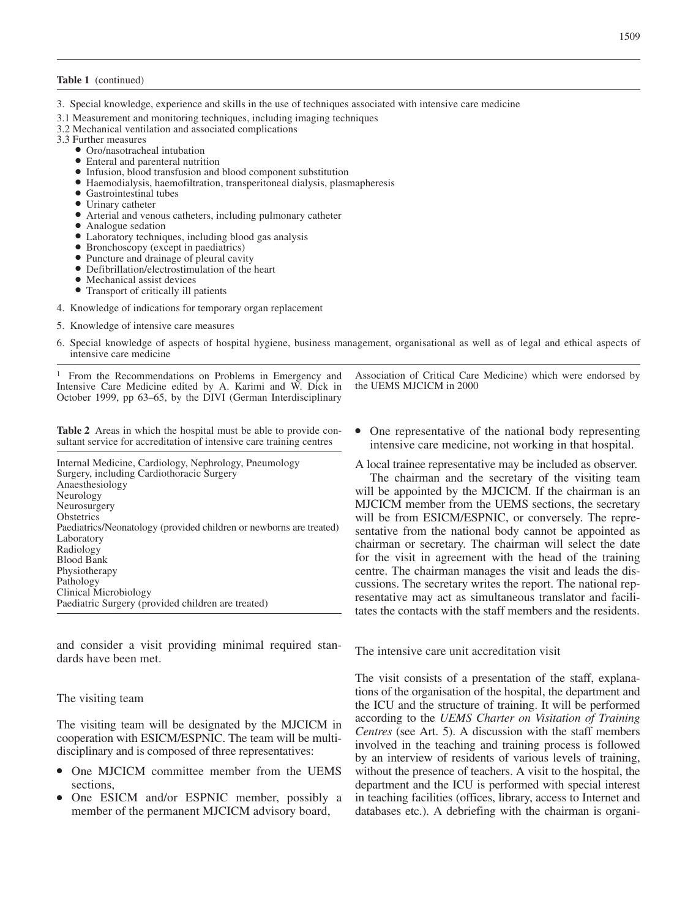**Table 1** (continued)

3. Special knowledge, experience and skills in the use of techniques associated with intensive care medicine
3.1 Measurement and monitoring techniques, including imaging techniques
3.2 Mechanical ventilation and associated complications
3.3 Further measures
- Oro/nasotracheal intubation
- Enteral and parenteral nutrition
- Infusion, blood transfusion and blood component substitution
- Haemodialysis, haemofiltration, transperitoneal dialysis, plasmapheresis
- Gastrointestinal tubes
- Urinary catheter
- Arterial and venous catheters, including pulmonary catheter
- Analogue sedation
- Laboratory techniques, including blood gas analysis
- Bronchoscopy (except in paediatrics)
- Puncture and drainage of pleural cavity
- Defibrillation/electrostimulation of the heart
- Mechanical assist devices
- Transport of critically ill patients

4. Knowledge of indications for temporary organ replacement

5. Knowledge of intensive care measures

6. Special knowledge of aspects of hospital hygiene, business management, organisational as well as of legal and ethical aspects of intensive care medicine

[1] From the Recommendations on Problems in Emergency and Intensive Care Medicine edited by A. Karimi and W. Dick in October 1999, pp 63–65, by the DIVI (German Interdisciplinary Association of Critical Care Medicine) which were endorsed by the UEMS MJCICM in 2000

**Table 2** Areas in which the hospital must be able to provide consultant service for accreditation of intensive care training centres

| |
|---|
| Internal Medicine, Cardiology, Nephrology, Pneumology |
| Surgery, including Cardiothoracic Surgery |
| Anaesthesiology |
| Neurology |
| Neurosurgery |
| Obstetrics |
| Paediatrics/Neonatology (provided children or newborns are treated) |
| Laboratory |
| Radiology |
| Blood Bank |
| Physiotherapy |
| Pathology |
| Clinical Microbiology |
| Paediatric Surgery (provided children are treated) |

and consider a visit providing minimal required standards have been met.

## The visiting team

The visiting team will be designated by the MJCICM in cooperation with ESICM/ESPNIC. The team will be multidisciplinary and is composed of three representatives:

- One MJCICM committee member from the UEMS sections,
- One ESICM and/or ESPNIC member, possibly a member of the permanent MJCICM advisory board,
- One representative of the national body representing intensive care medicine, not working in that hospital.

A local trainee representative may be included as observer.

The chairman and the secretary of the visiting team will be appointed by the MJCICM. If the chairman is an MJCICM member from the UEMS sections, the secretary will be from ESICM/ESPNIC, or conversely. The representative from the national body cannot be appointed as chairman or secretary. The chairman will select the date for the visit in agreement with the head of the training centre. The chairman manages the visit and leads the discussions. The secretary writes the report. The national representative may act as simultaneous translator and facilitates the contacts with the staff members and the residents.

## The intensive care unit accreditation visit

The visit consists of a presentation of the staff, explanations of the organisation of the hospital, the department and the ICU and the structure of training. It will be performed according to the *UEMS Charter on Visitation of Training Centres* (see Art. 5). A discussion with the staff members involved in the teaching and training process is followed by an interview of residents of various levels of training, without the presence of teachers. A visit to the hospital, the department and the ICU is performed with special interest in teaching facilities (offices, library, access to Internet and databases etc.). A debriefing with the chairman is organi-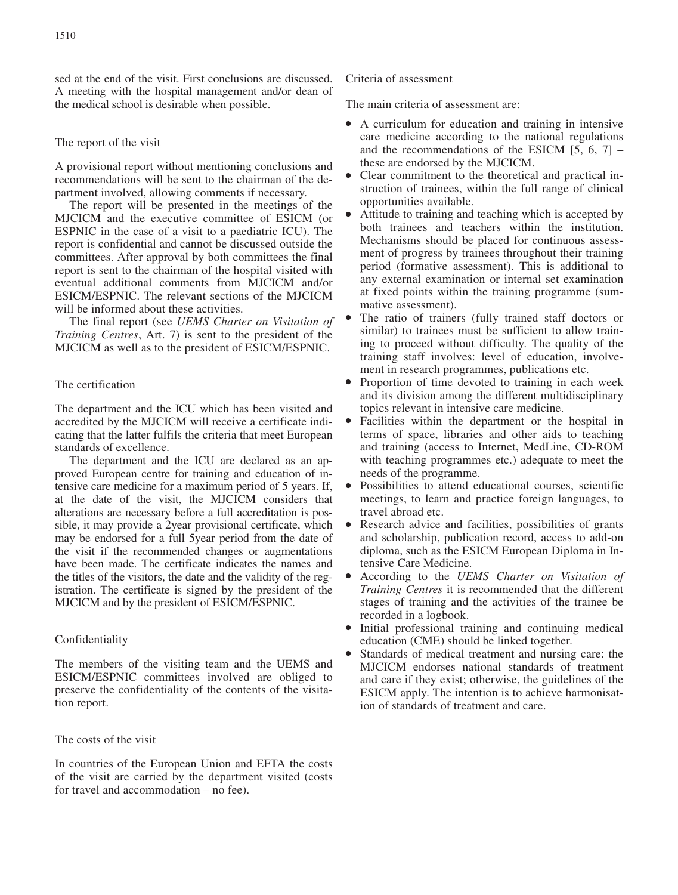sed at the end of the visit. First conclusions are discussed. A meeting with the hospital management and/or dean of the medical school is desirable when possible.

## The report of the visit

A provisional report without mentioning conclusions and recommendations will be sent to the chairman of the department involved, allowing comments if necessary.

The report will be presented in the meetings of the MJCICM and the executive committee of ESICM (or ESPNIC in the case of a visit to a paediatric ICU). The report is confidential and cannot be discussed outside the committees. After approval by both committees the final report is sent to the chairman of the hospital visited with eventual additional comments from MJCICM and/or ESICM/ESPNIC. The relevant sections of the MJCICM will be informed about these activities.

The final report (see *UEMS Charter on Visitation of Training Centres*, Art. 7) is sent to the president of the MJCICM as well as to the president of ESICM/ESPNIC.

## The certification

The department and the ICU which has been visited and accredited by the MJCICM will receive a certificate indicating that the latter fulfils the criteria that meet European standards of excellence.

The department and the ICU are declared as an approved European centre for training and education of intensive care medicine for a maximum period of 5 years. If, at the date of the visit, the MJCICM considers that alterations are necessary before a full accreditation is possible, it may provide a 2year provisional certificate, which may be endorsed for a full 5year period from the date of the visit if the recommended changes or augmentations have been made. The certificate indicates the names and the titles of the visitors, the date and the validity of the registration. The certificate is signed by the president of the MJCICM and by the president of ESICM/ESPNIC.

## Confidentiality

The members of the visiting team and the UEMS and ESICM/ESPNIC committees involved are obliged to preserve the confidentiality of the contents of the visitation report.

## The costs of the visit

In countries of the European Union and EFTA the costs of the visit are carried by the department visited (costs for travel and accommodation – no fee).

## Criteria of assessment

The main criteria of assessment are:

- A curriculum for education and training in intensive care medicine according to the national regulations and the recommendations of the ESICM [5, 6, 7] – these are endorsed by the MJCICM.
- Clear commitment to the theoretical and practical instruction of trainees, within the full range of clinical opportunities available.
- Attitude to training and teaching which is accepted by both trainees and teachers within the institution. Mechanisms should be placed for continuous assessment of progress by trainees throughout their training period (formative assessment). This is additional to any external examination or internal set examination at fixed points within the training programme (summative assessment).
- The ratio of trainers (fully trained staff doctors or similar) to trainees must be sufficient to allow training to proceed without difficulty. The quality of the training staff involves: level of education, involvement in research programmes, publications etc.
- Proportion of time devoted to training in each week and its division among the different multidisciplinary topics relevant in intensive care medicine.
- Facilities within the department or the hospital in terms of space, libraries and other aids to teaching and training (access to Internet, MedLine, CD-ROM with teaching programmes etc.) adequate to meet the needs of the programme.
- Possibilities to attend educational courses, scientific meetings, to learn and practice foreign languages, to travel abroad etc.
- Research advice and facilities, possibilities of grants and scholarship, publication record, access to add-on diploma, such as the ESICM European Diploma in Intensive Care Medicine.
- According to the *UEMS Charter on Visitation of Training Centres* it is recommended that the different stages of training and the activities of the trainee be recorded in a logbook.
- Initial professional training and continuing medical education (CME) should be linked together.
- Standards of medical treatment and nursing care: the MJCICM endorses national standards of treatment and care if they exist; otherwise, the guidelines of the ESICM apply. The intention is to achieve harmonisation of standards of treatment and care.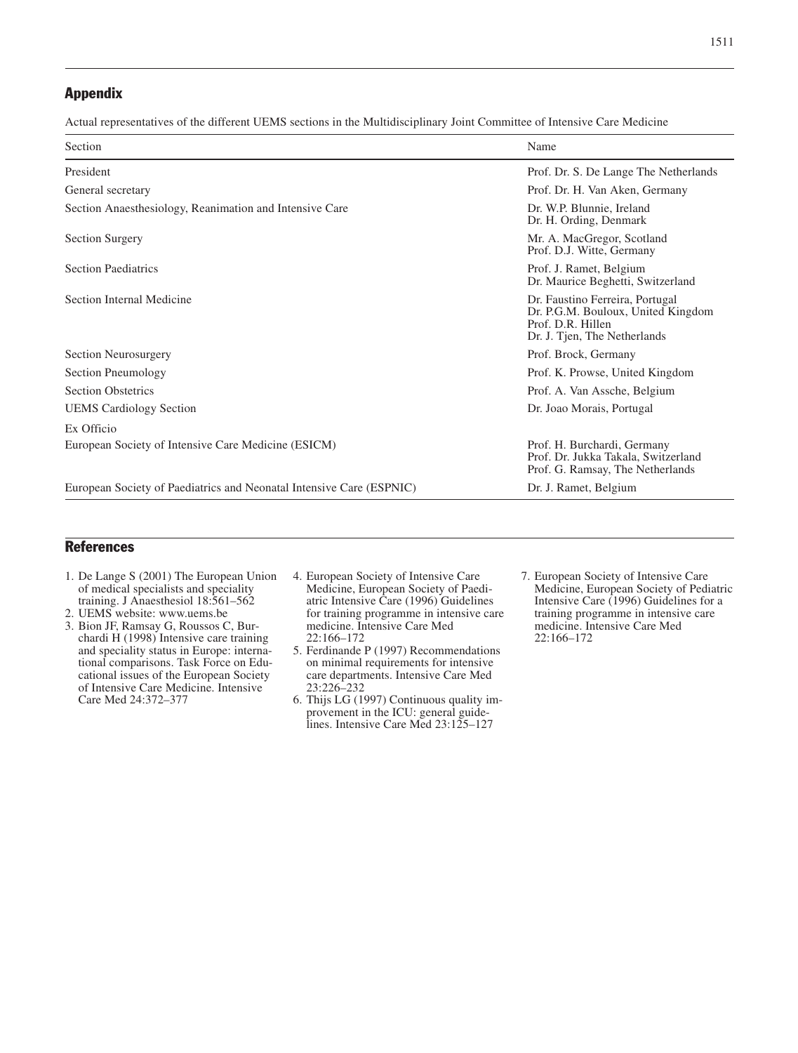## Appendix

Actual representatives of the different UEMS sections in the Multidisciplinary Joint Committee of Intensive Care Medicine

| Section | Name |
|---|---|
| President | Prof. Dr. S. De Lange The Netherlands |
| General secretary | Prof. Dr. H. Van Aken, Germany |
| Section Anaesthesiology, Reanimation and Intensive Care | Dr. W.P. Blunnie, Ireland<br>Dr. H. Ording, Denmark |
| Section Surgery | Mr. A. MacGregor, Scotland<br>Prof. D.J. Witte, Germany |
| Section Paediatrics | Prof. J. Ramet, Belgium<br>Dr. Maurice Beghetti, Switzerland |
| Section Internal Medicine | Dr. Faustino Ferreira, Portugal<br>Dr. P.G.M. Bouloux, United Kingdom<br>Prof. D.R. Hillen<br>Dr. J. Tjen, The Netherlands |
| Section Neurosurgery | Prof. Brock, Germany |
| Section Pneumology | Prof. K. Prowse, United Kingdom |
| Section Obstetrics | Prof. A. Van Assche, Belgium |
| UEMS Cardiology Section | Dr. Joao Morais, Portugal |
| Ex Officio | |
| European Society of Intensive Care Medicine (ESICM) | Prof. H. Burchardi, Germany<br>Prof. Dr. Jukka Takala, Switzerland<br>Prof. G. Ramsay, The Netherlands |
| European Society of Paediatrics and Neonatal Intensive Care (ESPNIC) | Dr. J. Ramet, Belgium |

## References

1. De Lange S (2001) The European Union of medical specialists and speciality training. J Anaesthesiol 18:561–562
2. UEMS website: www.uems.be
3. Bion JF, Ramsay G, Roussos C, Burchardi H (1998) Intensive care training and speciality status in Europe: international comparisons. Task Force on Educational issues of the European Society of Intensive Care Medicine. Intensive Care Med 24:372–377
4. European Society of Intensive Care Medicine, European Society of Paediatric Intensive Care (1996) Guidelines for training programme in intensive care medicine. Intensive Care Med 22:166–172
5. Ferdinande P (1997) Recommendations on minimal requirements for intensive care departments. Intensive Care Med 23:226–232
6. Thijs LG (1997) Continuous quality improvement in the ICU: general guidelines. Intensive Care Med 23:125–127
7. European Society of Intensive Care Medicine, European Society of Pediatric Intensive Care (1996) Guidelines for a training programme in intensive care medicine. Intensive Care Med 22:166–172